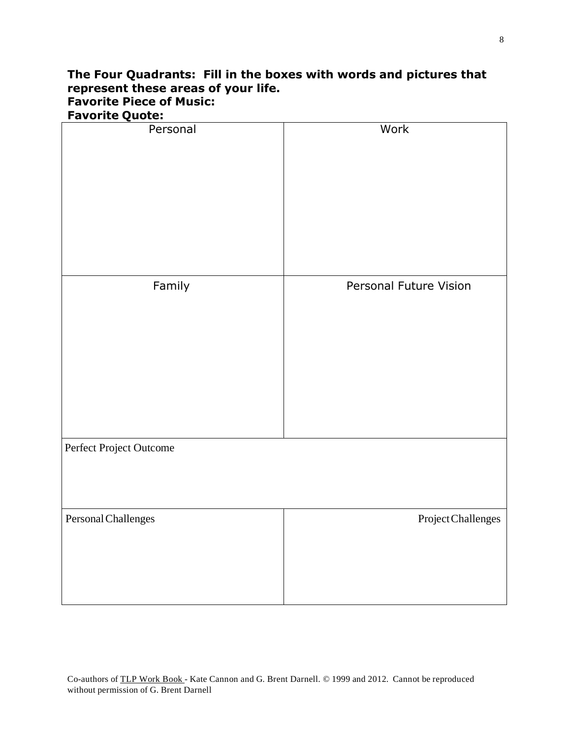**The Four Quadrants: Fill in the boxes with words and pictures that represent these areas of your life.**
**Favorite Piece of Music:**
**Favorite Quote:**

| Personal | Work |
| --- | --- |
| Family | Personal Future Vision |
| Perfect Project Outcome | |
| Personal Challenges | Project Challenges |

Co-authors of TLP Work Book - Kate Cannon and G. Brent Darnell. © 1999 and 2012. Cannot be reproduced without permission of G. Brent Darnell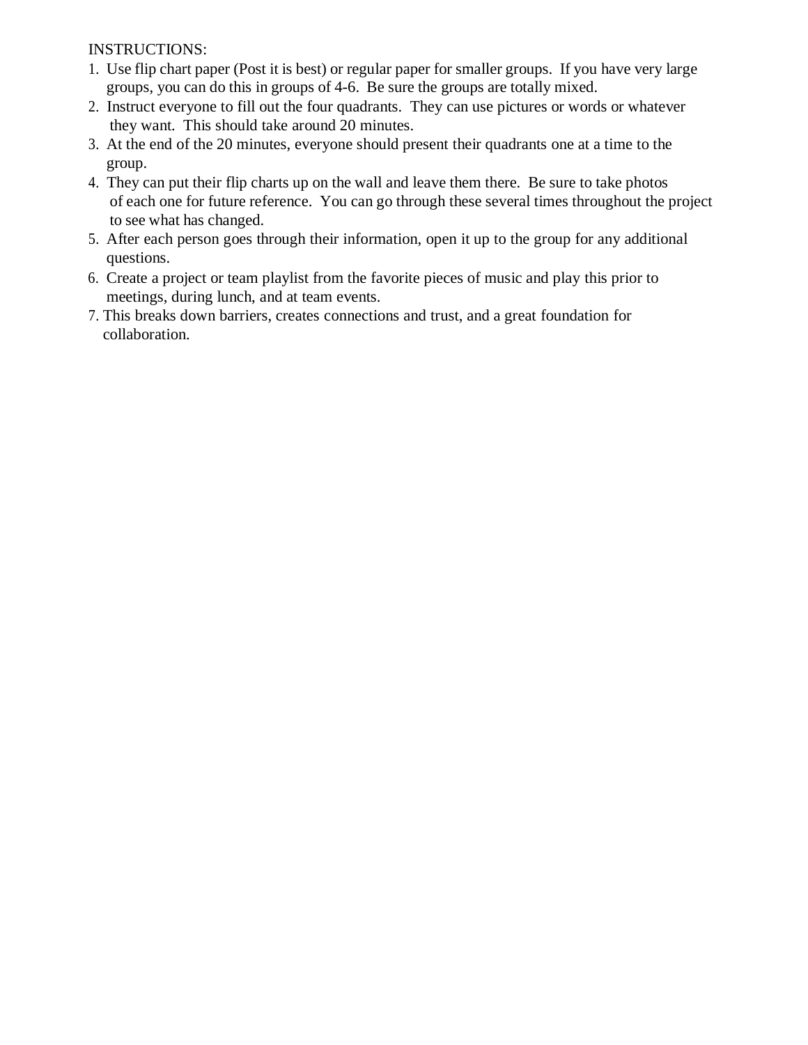INSTRUCTIONS:

1. Use flip chart paper (Post it is best) or regular paper for smaller groups. If you have very large groups, you can do this in groups of 4-6. Be sure the groups are totally mixed.
2. Instruct everyone to fill out the four quadrants. They can use pictures or words or whatever they want. This should take around 20 minutes.
3. At the end of the 20 minutes, everyone should present their quadrants one at a time to the group.
4. They can put their flip charts up on the wall and leave them there. Be sure to take photos of each one for future reference. You can go through these several times throughout the project to see what has changed.
5. After each person goes through their information, open it up to the group for any additional questions.
6. Create a project or team playlist from the favorite pieces of music and play this prior to meetings, during lunch, and at team events.
7. This breaks down barriers, creates connections and trust, and a great foundation for collaboration.